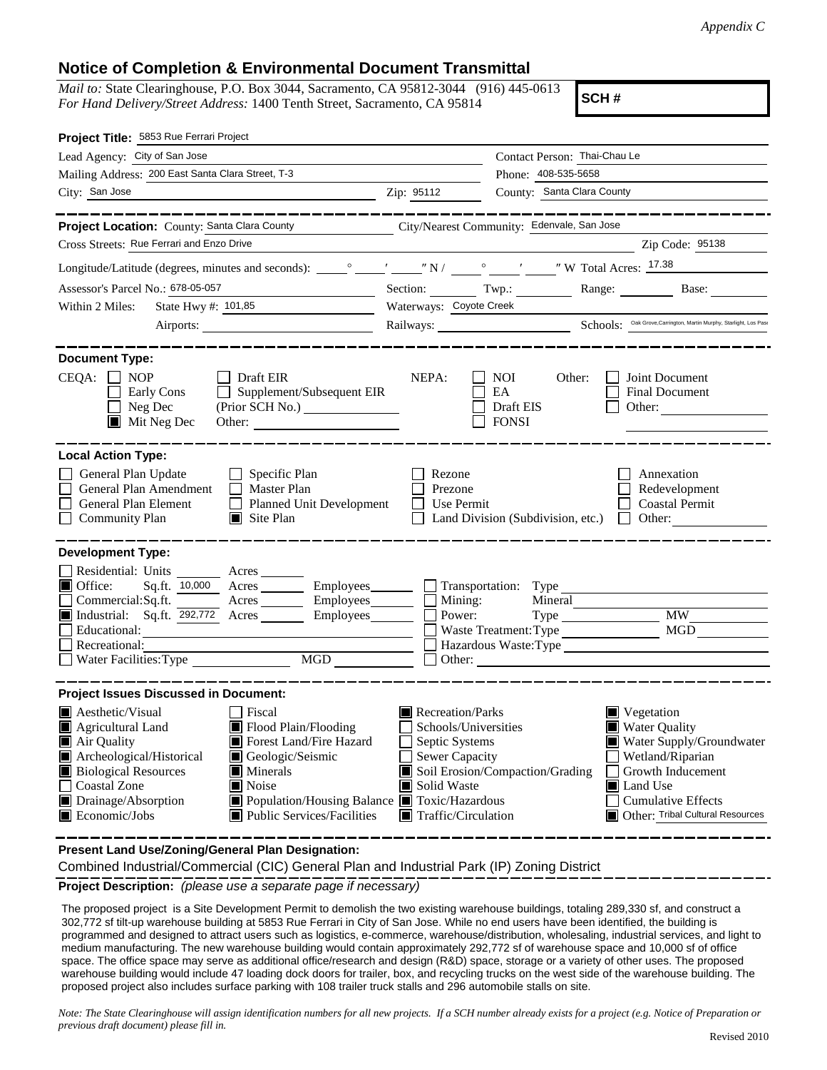*Appendix C*

## Notice of Completion & Environmental Document Transmittal

*Mail to:* State Clearinghouse, P.O. Box 3044, Sacramento, CA 95812-3044 (916) 445-0613
*For Hand Delivery/Street Address:* 1400 Tenth Street, Sacramento, CA 95814

**SCH #**

**Project Title:** 5853 Rue Ferrari Project

Lead Agency: City of San Jose
Contact Person: Thai-Chau Le
Mailing Address: 200 East Santa Clara Street, T-3
Phone: 408-535-5658
City: San Jose
Zip: 95112
County: Santa Clara County

**Project Location:** County: Santa Clara County
City/Nearest Community: Edenvale, San Jose
Cross Streets: Rue Ferrari and Enzo Drive
Zip Code: 95138
Longitude/Latitude (degrees, minutes and seconds): \_\_\_° \_\_\_′ \_\_\_″ N / \_\_\_° \_\_\_′ \_\_\_″ W Total Acres: 17.38
Assessor's Parcel No.: 678-05-057
Section: \_\_\_ Twp.: \_\_\_ Range: \_\_\_ Base: \_\_\_
Within 2 Miles: State Hwy #: 101,85
Waterways: Coyote Creek
Airports:
Railways:
Schools: Oak Grove,Carrington, Martin Murphy, Starlight, Los Paseos

**Document Type:**

CEQA:
- ☐ NOP
- ☐ Early Cons
- ☐ Neg Dec
- ■ Mit Neg Dec
- ☐ Draft EIR
- ☐ Supplement/Subsequent EIR (Prior SCH No.)
- Other:

NEPA:
- ☐ NOI
- ☐ EA
- ☐ Draft EIS
- ☐ FONSI

Other:
- ☐ Joint Document
- ☐ Final Document
- ☐ Other:

**Local Action Type:**

- ☐ General Plan Update
- ☐ General Plan Amendment
- ☐ General Plan Element
- ☐ Community Plan
- ☐ Specific Plan
- ☐ Master Plan
- ☐ Planned Unit Development
- ■ Site Plan
- ☐ Rezone
- ☐ Prezone
- ☐ Use Permit
- ☐ Land Division (Subdivision, etc.)
- ☐ Annexation
- ☐ Redevelopment
- ☐ Coastal Permit
- ☐ Other:

**Development Type:**

- ☐ Residential: Units \_\_\_ Acres \_\_\_
- ■ Office: Sq.ft. 10,000 Acres \_\_\_ Employees \_\_\_
- ☐ Commercial: Sq.ft. \_\_\_ Acres \_\_\_ Employees \_\_\_
- ■ Industrial: Sq.ft. 292,772 Acres \_\_\_ Employees \_\_\_
- ☐ Educational:
- ☐ Recreational:
- ☐ Water Facilities: Type \_\_\_ MGD \_\_\_
- ☐ Transportation: Type
- ☐ Mining: Mineral
- ☐ Power: Type \_\_\_ MW
- ☐ Waste Treatment: Type \_\_\_ MGD
- ☐ Hazardous Waste: Type
- ☐ Other:

**Project Issues Discussed in Document:**

- ■ Aesthetic/Visual
- ■ Agricultural Land
- ■ Air Quality
- ■ Archeological/Historical
- ■ Biological Resources
- ☐ Coastal Zone
- ■ Drainage/Absorption
- ■ Economic/Jobs
- ☐ Fiscal
- ■ Flood Plain/Flooding
- ■ Forest Land/Fire Hazard
- ■ Geologic/Seismic
- ■ Minerals
- ■ Noise
- ■ Population/Housing Balance
- ■ Public Services/Facilities
- ■ Recreation/Parks
- ☐ Schools/Universities
- ☐ Septic Systems
- ☐ Sewer Capacity
- ■ Soil Erosion/Compaction/Grading
- ■ Solid Waste
- ■ Toxic/Hazardous
- ■ Traffic/Circulation
- ■ Vegetation
- ■ Water Quality
- ■ Water Supply/Groundwater
- ☐ Wetland/Riparian
- ☐ Growth Inducement
- ■ Land Use
- ☐ Cumulative Effects
- ■ Other: Tribal Cultural Resources

**Present Land Use/Zoning/General Plan Designation:**

Combined Industrial/Commercial (CIC) General Plan and Industrial Park (IP) Zoning District

**Project Description:** *(please use a separate page if necessary)*

The proposed project is a Site Development Permit to demolish the two existing warehouse buildings, totaling 289,330 sf, and construct a 302,772 sf tilt-up warehouse building at 5853 Rue Ferrari in City of San Jose. While no end users have been identified, the building is programmed and designed to attract users such as logistics, e-commerce, warehouse/distribution, wholesaling, industrial services, and light to medium manufacturing. The new warehouse building would contain approximately 292,772 sf of warehouse space and 10,000 sf of office space. The office space may serve as additional office/research and design (R&D) space, storage or a variety of other uses. The proposed warehouse building would include 47 loading dock doors for trailer, box, and recycling trucks on the west side of the warehouse building. The proposed project also includes surface parking with 108 trailer truck stalls and 296 automobile stalls on site.

*Note: The State Clearinghouse will assign identification numbers for all new projects. If a SCH number already exists for a project (e.g. Notice of Preparation or previous draft document) please fill in.*

Revised 2010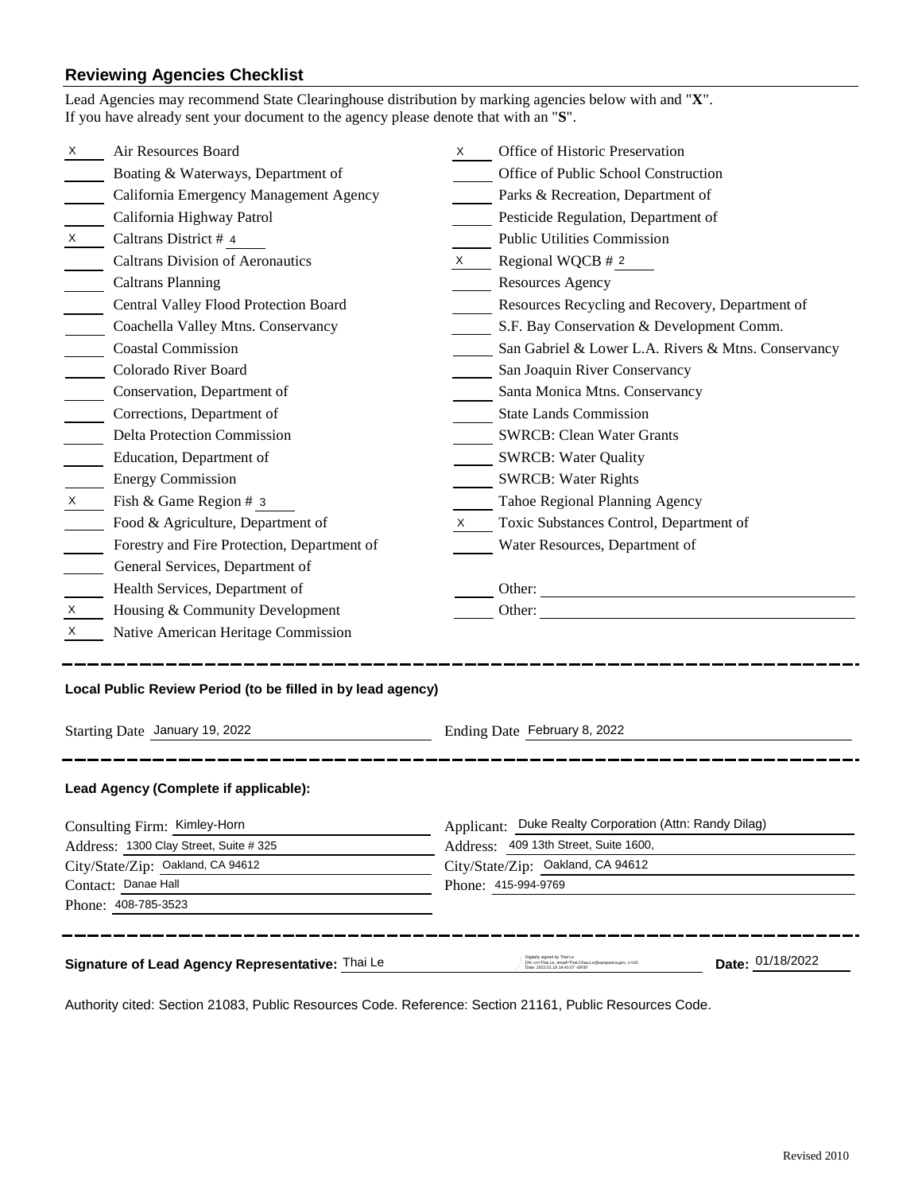## Reviewing Agencies Checklist

Lead Agencies may recommend State Clearinghouse distribution by marking agencies below with and "**X**".
If you have already sent your document to the agency please denote that with an "**S**".

| | | | |
|---|---|---|---|
| X | Air Resources Board | X | Office of Historic Preservation |
| | Boating & Waterways, Department of | | Office of Public School Construction |
| | California Emergency Management Agency | | Parks & Recreation, Department of |
| | California Highway Patrol | | Pesticide Regulation, Department of |
| X | Caltrans District # 4 | | Public Utilities Commission |
| | Caltrans Division of Aeronautics | X | Regional WQCB # 2 |
| | Caltrans Planning | | Resources Agency |
| | Central Valley Flood Protection Board | | Resources Recycling and Recovery, Department of |
| | Coachella Valley Mtns. Conservancy | | S.F. Bay Conservation & Development Comm. |
| | Coastal Commission | | San Gabriel & Lower L.A. Rivers & Mtns. Conservancy |
| | Colorado River Board | | San Joaquin River Conservancy |
| | Conservation, Department of | | Santa Monica Mtns. Conservancy |
| | Corrections, Department of | | State Lands Commission |
| | Delta Protection Commission | | SWRCB: Clean Water Grants |
| | Education, Department of | | SWRCB: Water Quality |
| | Energy Commission | | SWRCB: Water Rights |
| X | Fish & Game Region # 3 | | Tahoe Regional Planning Agency |
| | Food & Agriculture, Department of | X | Toxic Substances Control, Department of |
| | Forestry and Fire Protection, Department of | | Water Resources, Department of |
| | General Services, Department of | | |
| | Health Services, Department of | | Other: |
| X | Housing & Community Development | | Other: |
| X | Native American Heritage Commission | | |

### Local Public Review Period (to be filled in by lead agency)

Starting Date January 19, 2022

Ending Date February 8, 2022

### Lead Agency (Complete if applicable):

Consulting Firm: Kimley-Horn
Address: 1300 Clay Street, Suite # 325
City/State/Zip: Oakland, CA 94612
Contact: Danae Hall
Phone: 408-785-3523

Applicant: Duke Realty Corporation (Attn: Randy Dilag)
Address: 409 13th Street, Suite 1600,
City/State/Zip: Oakland, CA 94612
Phone: 415-994-9769

**Signature of Lead Agency Representative:** Thai Le **Date:** 01/18/2022

Digitally signed by Thai Le
DN: cn=Thai Le, email=Thai-Chau.Le@sanjoseca.gov, c=US
Date: 2022.01.18 14:41:07 -08'00'

Authority cited: Section 21083, Public Resources Code. Reference: Section 21161, Public Resources Code.

Revised 2010